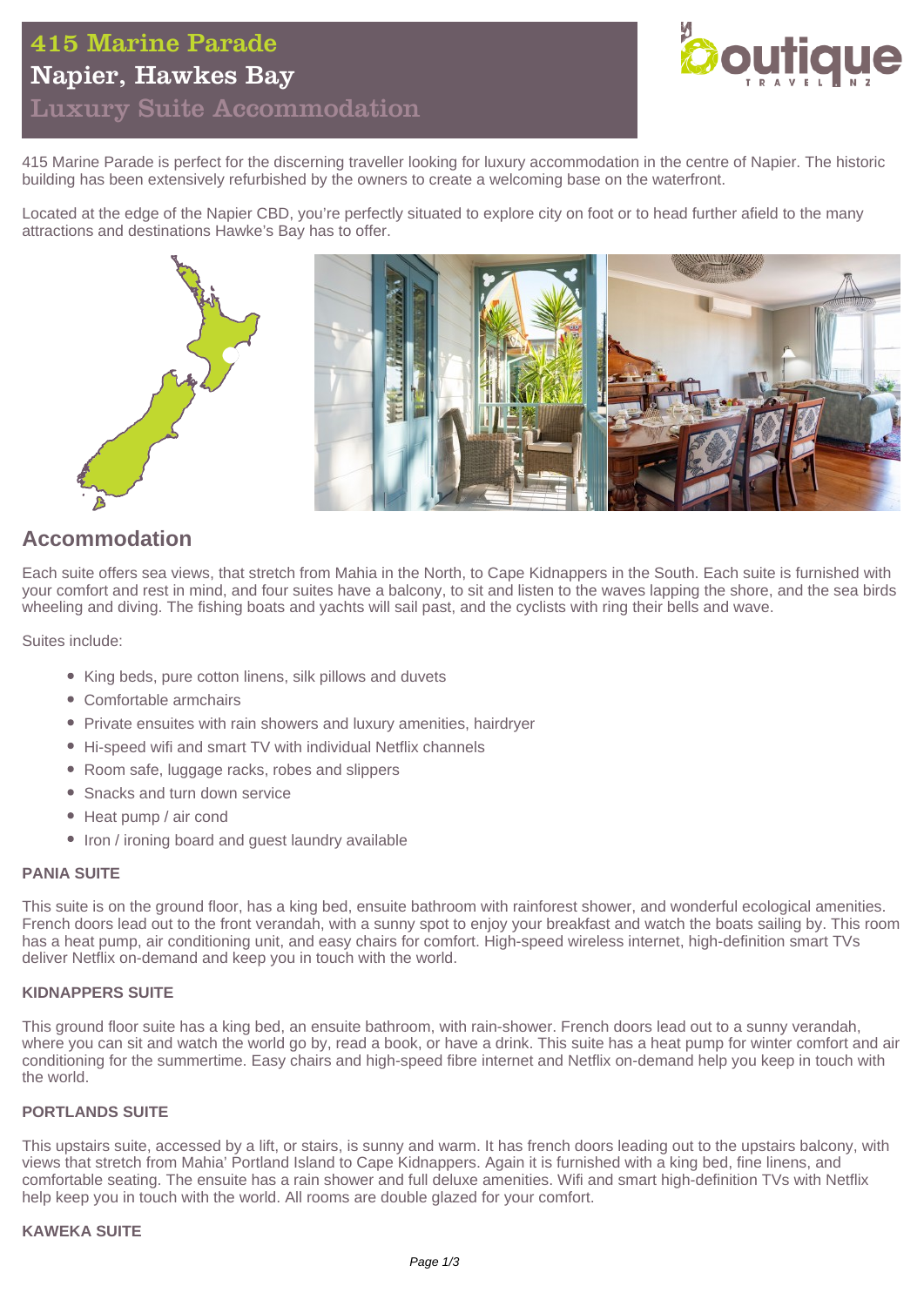# 415 Marine Parade

## Napier, Hawkes Bay

### Luxury Suite Accommodation

415 Marine Parade is perfect for the discerning traveller looking for luxury accommodation in the centre of Napier. The historic building has been extensively refurbished by the owners to create a welcoming base on the waterfront.

Located at the edge of the Napier CBD, you're perfectly situated to explore city on foot or to head further afield to the many attractions and destinations Hawke's Bay has to offer.

## Accommodation

Each suite offers sea views, that stretch from Mahia in the North, to Cape Kidnappers in the South. Each suite is furnished with your comfort and rest in mind, and four suites have a balcony, to sit and listen to the waves lapping the shore, and the sea birds wheeling and diving. The fishing boats and yachts will sail past, and the cyclists with ring their bells and wave.

Suites include:

- King beds, pure cotton linens, silk pillows and duvets
- Comfortable armchairs
- Private ensuites with rain showers and luxury amenities, hairdryer
- Hi-speed wifi and smart TV with individual Netflix channels
- Room safe, luggage racks, robes and slippers
- Snacks and turn down service
- Heat pump / air cond
- Iron / ironing board and guest laundry available

#### PANIA SUITE

This suite is on the ground floor, has a king bed, ensuite bathroom with rainforest shower, and wonderful ecological amenities. French doors lead out to the front verandah, with a sunny spot to enjoy your breakfast and watch the boats sailing by. This room has a heat pump, air conditioning unit, and easy chairs for comfort. High-speed wireless internet, high-definition smart TVs deliver Netflix on-demand and keep you in touch with the world.

#### KIDNAPPERS SUITE

This ground floor suite has a king bed, an ensuite bathroom, with rain-shower. French doors lead out to a sunny verandah, where you can sit and watch the world go by, read a book, or have a drink. This suite has a heat pump for winter comfort and air conditioning for the summertime. Easy chairs and high-speed fibre internet and Netflix on-demand help you keep in touch with the world.

#### PORTLANDS SUITE

This upstairs suite, accessed by a lift, or stairs, is sunny and warm. It has french doors leading out to the upstairs balcony, with views that stretch from Mahia' Portland Island to Cape Kidnappers. Again it is furnished with a king bed, fine linens, and comfortable seating. The ensuite has a rain shower and full deluxe amenities. Wifi and smart high-definition TVs with Netflix help keep you in touch with the world. All rooms are double glazed for your comfort.

#### KAWEKA SUITE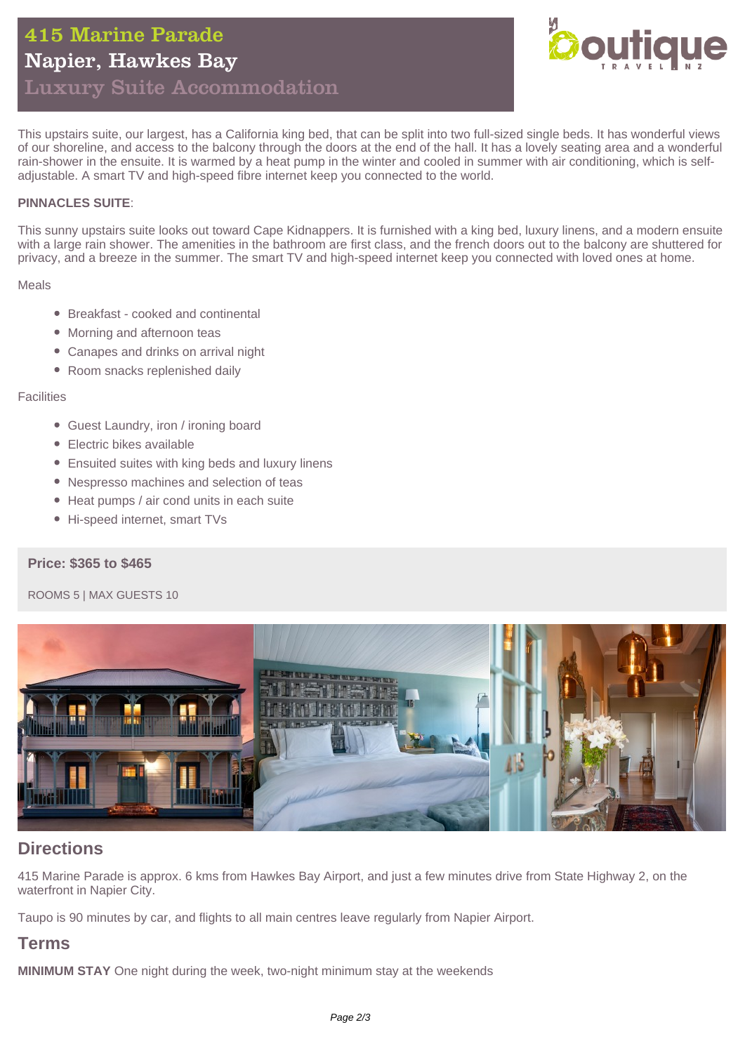# 415 Marine Parade
## Napier, Hawkes Bay
### Luxury Suite Accommodation

This upstairs suite, our largest, has a California king bed, that can be split into two full-sized single beds. It has wonderful views of our shoreline, and access to the balcony through the doors at the end of the hall. It has a lovely seating area and a wonderful rain-shower in the ensuite. It is warmed by a heat pump in the winter and cooled in summer with air conditioning, which is self-adjustable. A smart TV and high-speed fibre internet keep you connected to the world.

**PINNACLES SUITE**:

This sunny upstairs suite looks out toward Cape Kidnappers. It is furnished with a king bed, luxury linens, and a modern ensuite with a large rain shower. The amenities in the bathroom are first class, and the french doors out to the balcony are shuttered for privacy, and a breeze in the summer. The smart TV and high-speed internet keep you connected with loved ones at home.

Meals

- Breakfast - cooked and continental
- Morning and afternoon teas
- Canapes and drinks on arrival night
- Room snacks replenished daily

Facilities

- Guest Laundry, iron / ironing board
- Electric bikes available
- Ensuited suites with king beds and luxury linens
- Nespresso machines and selection of teas
- Heat pumps / air cond units in each suite
- Hi-speed internet, smart TVs

**Price: $365 to $465**

ROOMS 5 | MAX GUESTS 10

## Directions

415 Marine Parade is approx. 6 kms from Hawkes Bay Airport, and just a few minutes drive from State Highway 2, on the waterfront in Napier City.

Taupo is 90 minutes by car, and flights to all main centres leave regularly from Napier Airport.

## Terms

**MINIMUM STAY** One night during the week, two-night minimum stay at the weekends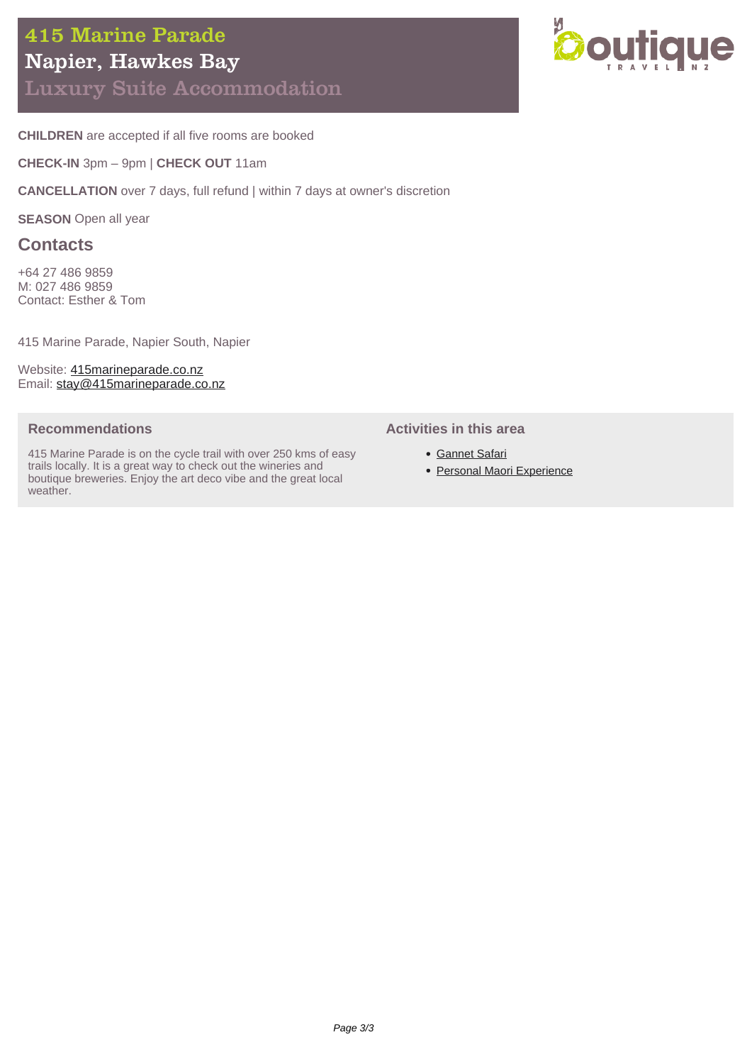# 415 Marine Parade

## Napier, Hawkes Bay

### Luxury Suite Accommodation

**CHILDREN** are accepted if all five rooms are booked

**CHECK-IN** 3pm – 9pm | **CHECK OUT** 11am

**CANCELLATION** over 7 days, full refund | within 7 days at owner's discretion

**SEASON** Open all year

## Contacts

+64 27 486 9859
M: 027 486 9859
Contact: Esther & Tom

415 Marine Parade, Napier South, Napier

Website: 415marineparade.co.nz
Email: stay@415marineparade.co.nz

### Recommendations

415 Marine Parade is on the cycle trail with over 250 kms of easy trails locally. It is a great way to check out the wineries and boutique breweries. Enjoy the art deco vibe and the great local weather.

### Activities in this area

- Gannet Safari
- Personal Maori Experience